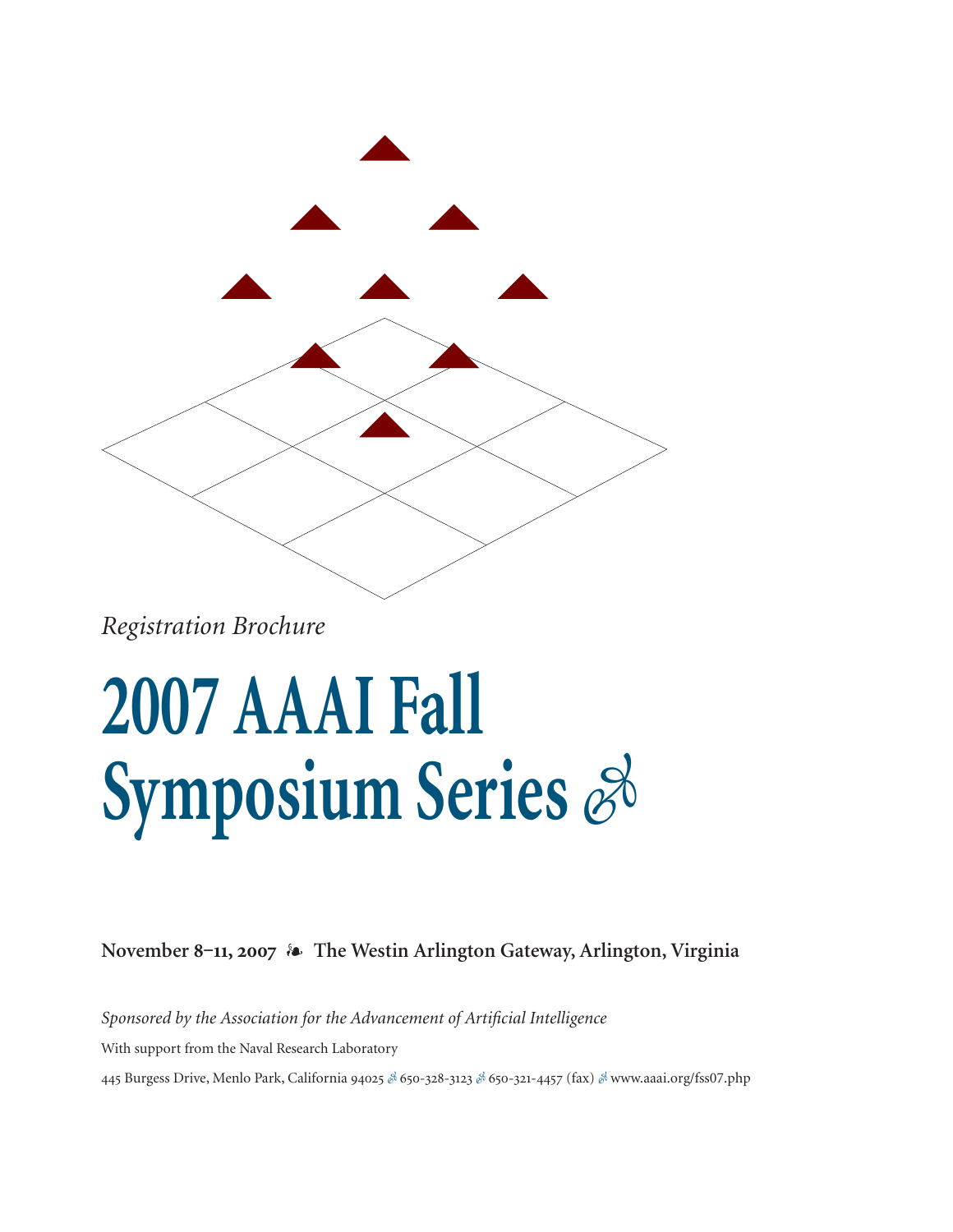*Registration Brochure*

# 2007 AAAI Fall Symposium Series

**November 8–11, 2007 ❧ The Westin Arlington Gateway, Arlington, Virginia**

*Sponsored by the Association for the Advancement of Artificial Intelligence*

With support from the Naval Research Laboratory

445 Burgess Drive, Menlo Park, California 94025 ❧ 650-328-3123 ❧ 650-321-4457 (fax) ❧ www.aaai.org/fss07.php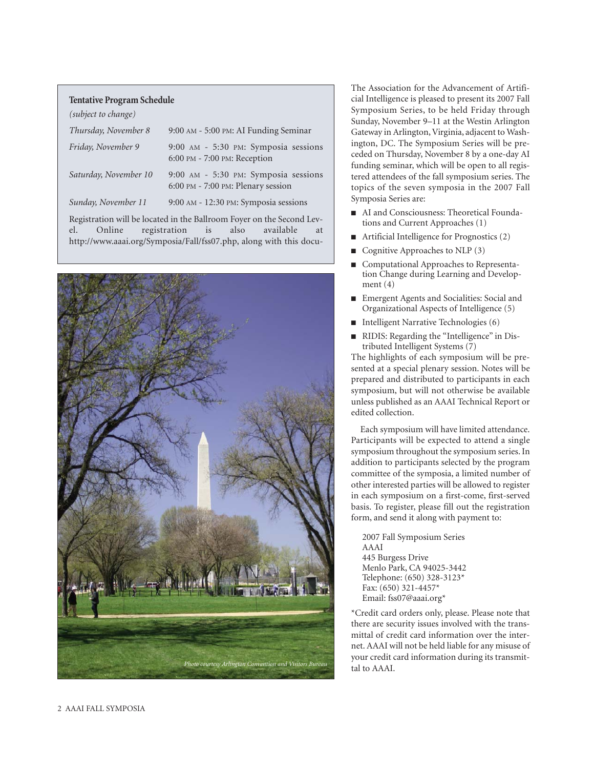### Tentative Program Schedule

*(subject to change)*

| | |
|---|---|
| *Thursday, November 8* | 9:00 AM - 5:00 PM: AI Funding Seminar |
| *Friday, November 9* | 9:00 AM - 5:30 PM: Symposia sessions<br>6:00 PM - 7:00 PM: Reception |
| *Saturday, November 10* | 9:00 AM - 5:30 PM: Symposia sessions<br>6:00 PM - 7:00 PM: Plenary session |
| *Sunday, November 11* | 9:00 AM - 12:30 PM: Symposia sessions |

Registration will be located in the Ballroom Foyer on the Second Level. Online registration is also available at http://www.aaai.org/Symposia/Fall/fss07.php, along with this docu-

*Photo courtesy Arlington Convention and Visitors Bureau*

The Association for the Advancement of Artificial Intelligence is pleased to present its 2007 Fall Symposium Series, to be held Friday through Sunday, November 9–11 at the Westin Arlington Gateway in Arlington, Virginia, adjacent to Washington, DC. The Symposium Series will be preceded on Thursday, November 8 by a one-day AI funding seminar, which will be open to all registered attendees of the fall symposium series. The topics of the seven symposia in the 2007 Fall Symposia Series are:

- AI and Consciousness: Theoretical Foundations and Current Approaches (1)
- Artificial Intelligence for Prognostics (2)
- Cognitive Approaches to NLP (3)
- Computational Approaches to Representation Change during Learning and Development (4)
- Emergent Agents and Socialities: Social and Organizational Aspects of Intelligence (5)
- Intelligent Narrative Technologies (6)
- RIDIS: Regarding the "Intelligence" in Distributed Intelligent Systems (7)

The highlights of each symposium will be presented at a special plenary session. Notes will be prepared and distributed to participants in each symposium, but will not otherwise be available unless published as an AAAI Technical Report or edited collection.

Each symposium will have limited attendance. Participants will be expected to attend a single symposium throughout the symposium series. In addition to participants selected by the program committee of the symposia, a limited number of other interested parties will be allowed to register in each symposium on a first-come, first-served basis. To register, please fill out the registration form, and send it along with payment to:

2007 Fall Symposium Series
AAAI
445 Burgess Drive
Menlo Park, CA 94025-3442
Telephone: (650) 328-3123*
Fax: (650) 321-4457*
Email: fss07@aaai.org*

*Credit card orders only, please. Please note that there are security issues involved with the transmittal of credit card information over the internet. AAAI will not be held liable for any misuse of your credit card information during its transmittal to AAAI.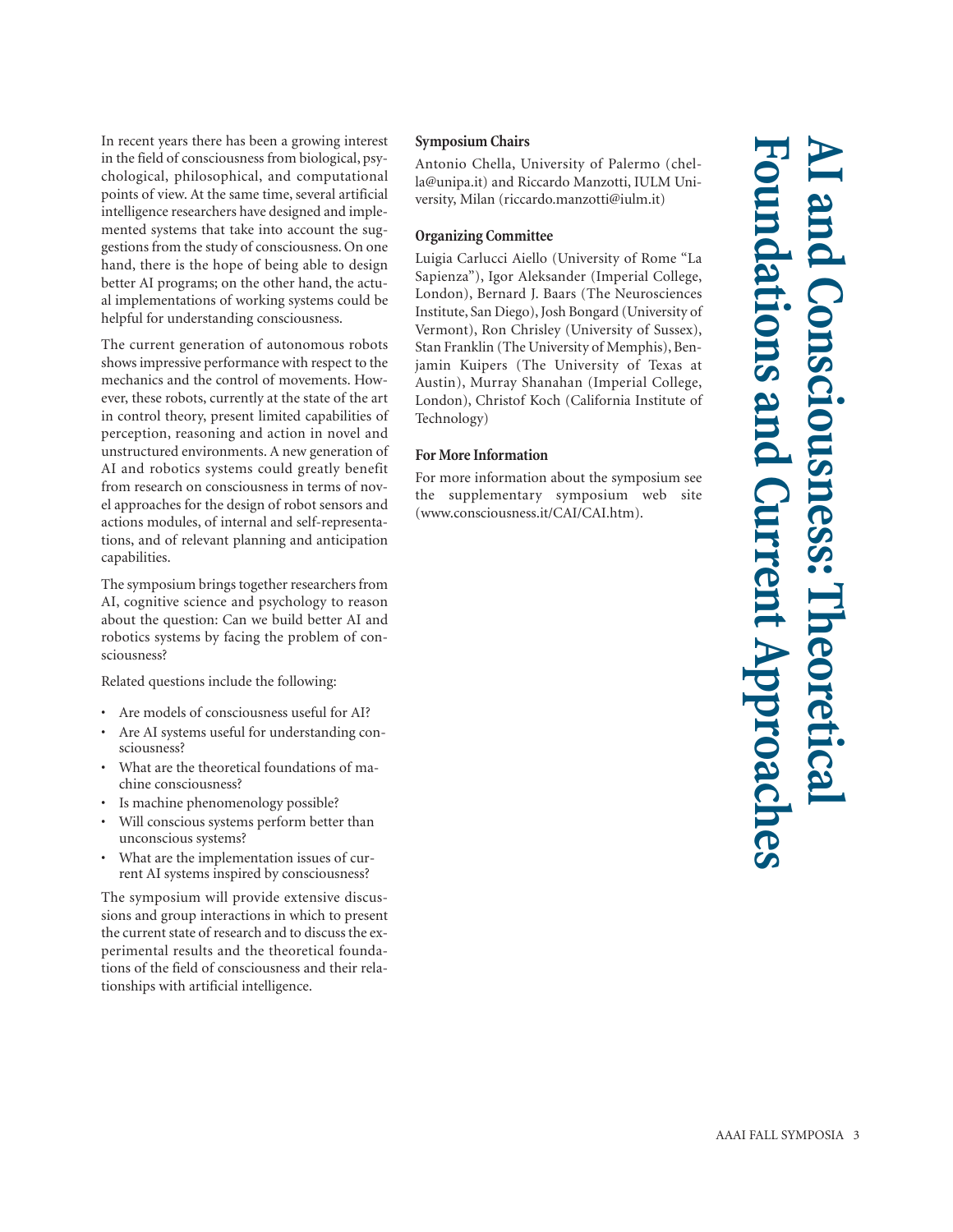# AI and Consciousness: Theoretical Foundations and Current Approaches

In recent years there has been a growing interest in the field of consciousness from biological, psychological, philosophical, and computational points of view. At the same time, several artificial intelligence researchers have designed and implemented systems that take into account the suggestions from the study of consciousness. On one hand, there is the hope of being able to design better AI programs; on the other hand, the actual implementations of working systems could be helpful for understanding consciousness.

The current generation of autonomous robots shows impressive performance with respect to the mechanics and the control of movements. However, these robots, currently at the state of the art in control theory, present limited capabilities of perception, reasoning and action in novel and unstructured environments. A new generation of AI and robotics systems could greatly benefit from research on consciousness in terms of novel approaches for the design of robot sensors and actions modules, of internal and self-representations, and of relevant planning and anticipation capabilities.

The symposium brings together researchers from AI, cognitive science and psychology to reason about the question: Can we build better AI and robotics systems by facing the problem of consciousness?

Related questions include the following:

- Are models of consciousness useful for AI?
- Are AI systems useful for understanding consciousness?
- What are the theoretical foundations of machine consciousness?
- Is machine phenomenology possible?
- Will conscious systems perform better than unconscious systems?
- What are the implementation issues of current AI systems inspired by consciousness?

The symposium will provide extensive discussions and group interactions in which to present the current state of research and to discuss the experimental results and the theoretical foundations of the field of consciousness and their relationships with artificial intelligence.

### Symposium Chairs

Antonio Chella, University of Palermo (chella@unipa.it) and Riccardo Manzotti, IULM University, Milan (riccardo.manzotti@iulm.it)

### Organizing Committee

Luigia Carlucci Aiello (University of Rome "La Sapienza"), Igor Aleksander (Imperial College, London), Bernard J. Baars (The Neurosciences Institute, San Diego), Josh Bongard (University of Vermont), Ron Chrisley (University of Sussex), Stan Franklin (The University of Memphis), Benjamin Kuipers (The University of Texas at Austin), Murray Shanahan (Imperial College, London), Christof Koch (California Institute of Technology)

### For More Information

For more information about the symposium see the supplementary symposium web site (www.consciousness.it/CAI/CAI.htm).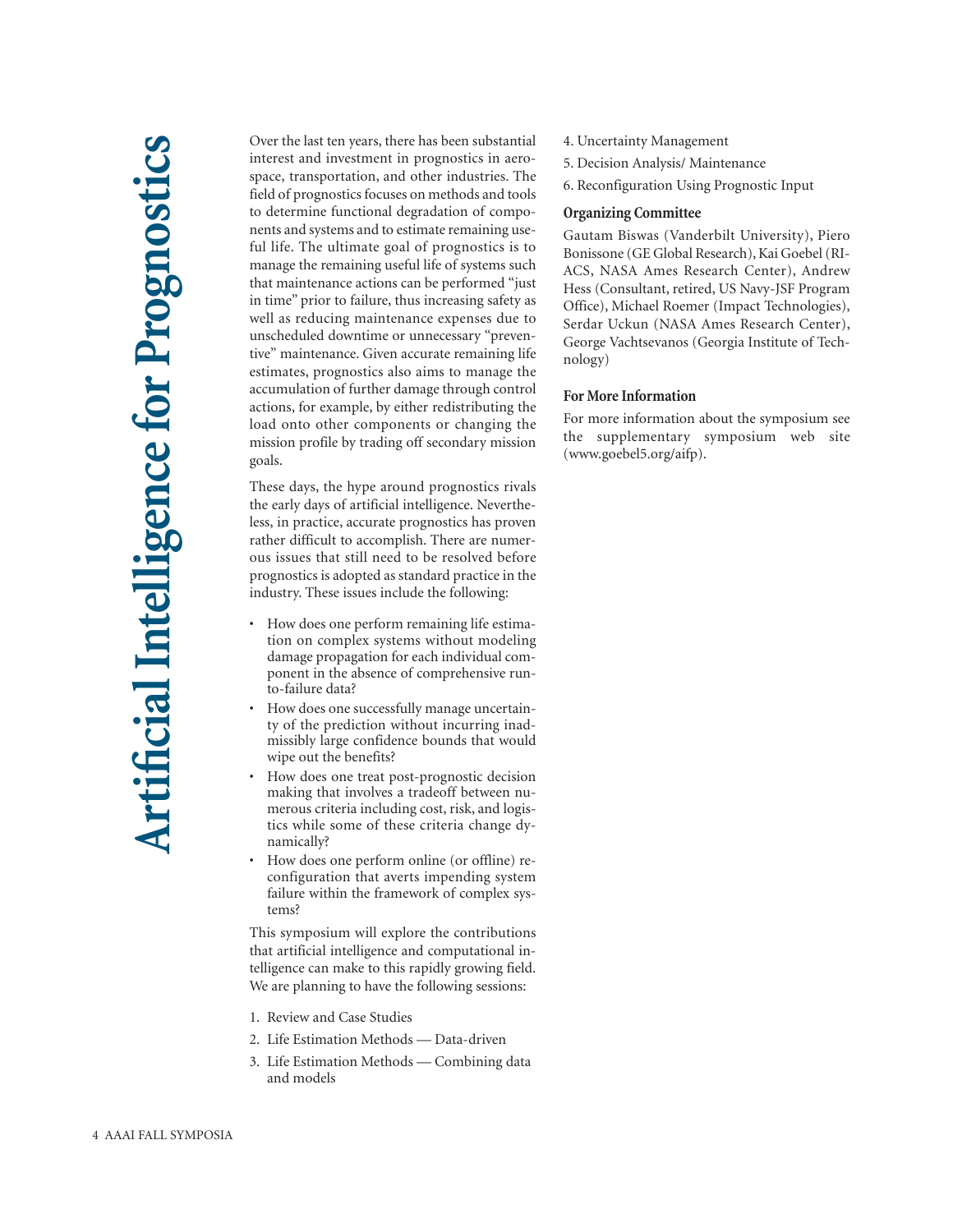# Artificial Intelligence for Prognostics

Over the last ten years, there has been substantial interest and investment in prognostics in aerospace, transportation, and other industries. The field of prognostics focuses on methods and tools to determine functional degradation of components and systems and to estimate remaining useful life. The ultimate goal of prognostics is to manage the remaining useful life of systems such that maintenance actions can be performed "just in time" prior to failure, thus increasing safety as well as reducing maintenance expenses due to unscheduled downtime or unnecessary "preventive" maintenance. Given accurate remaining life estimates, prognostics also aims to manage the accumulation of further damage through control actions, for example, by either redistributing the load onto other components or changing the mission profile by trading off secondary mission goals.

These days, the hype around prognostics rivals the early days of artificial intelligence. Nevertheless, in practice, accurate prognostics has proven rather difficult to accomplish. There are numerous issues that still need to be resolved before prognostics is adopted as standard practice in the industry. These issues include the following:

- How does one perform remaining life estimation on complex systems without modeling damage propagation for each individual component in the absence of comprehensive run-to-failure data?
- How does one successfully manage uncertainty of the prediction without incurring inadmissibly large confidence bounds that would wipe out the benefits?
- How does one treat post-prognostic decision making that involves a tradeoff between numerous criteria including cost, risk, and logistics while some of these criteria change dynamically?
- How does one perform online (or offline) reconfiguration that averts impending system failure within the framework of complex systems?

This symposium will explore the contributions that artificial intelligence and computational intelligence can make to this rapidly growing field. We are planning to have the following sessions:

1. Review and Case Studies
2. Life Estimation Methods — Data-driven
3. Life Estimation Methods — Combining data and models
4. Uncertainty Management
5. Decision Analysis/ Maintenance
6. Reconfiguration Using Prognostic Input

## Organizing Committee

Gautam Biswas (Vanderbilt University), Piero Bonissone (GE Global Research), Kai Goebel (RIACS, NASA Ames Research Center), Andrew Hess (Consultant, retired, US Navy-JSF Program Office), Michael Roemer (Impact Technologies), Serdar Uckun (NASA Ames Research Center), George Vachtsevanos (Georgia Institute of Technology)

## For More Information

For more information about the symposium see the supplementary symposium web site (www.goebel5.org/aifp).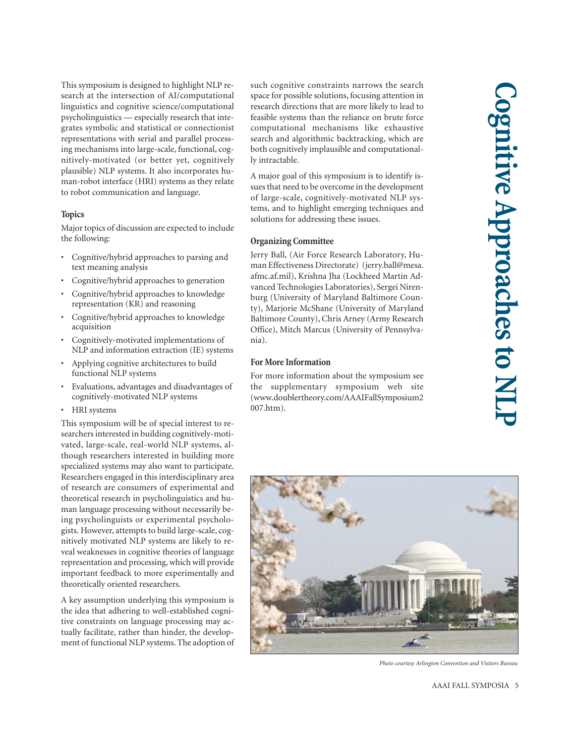# Cognitive Approaches to NLP

This symposium is designed to highlight NLP research at the intersection of AI/computational linguistics and cognitive science/computational psycholinguistics — especially research that integrates symbolic and statistical or connectionist representations with serial and parallel processing mechanisms into large-scale, functional, cognitively-motivated (or better yet, cognitively plausible) NLP systems. It also incorporates human-robot interface (HRI) systems as they relate to robot communication and language.

### Topics

Major topics of discussion are expected to include the following:

- Cognitive/hybrid approaches to parsing and text meaning analysis
- Cognitive/hybrid approaches to generation
- Cognitive/hybrid approaches to knowledge representation (KR) and reasoning
- Cognitive/hybrid approaches to knowledge acquisition
- Cognitively-motivated implementations of NLP and information extraction (IE) systems
- Applying cognitive architectures to build functional NLP systems
- Evaluations, advantages and disadvantages of cognitively-motivated NLP systems
- HRI systems

This symposium will be of special interest to researchers interested in building cognitively-motivated, large-scale, real-world NLP systems, although researchers interested in building more specialized systems may also want to participate. Researchers engaged in this interdisciplinary area of research are consumers of experimental and theoretical research in psycholinguistics and human language processing without necessarily being psycholinguists or experimental psychologists. However, attempts to build large-scale, cognitively motivated NLP systems are likely to reveal weaknesses in cognitive theories of language representation and processing, which will provide important feedback to more experimentally and theoretically oriented researchers.

A key assumption underlying this symposium is the idea that adhering to well-established cognitive constraints on language processing may actually facilitate, rather than hinder, the development of functional NLP systems. The adoption of such cognitive constraints narrows the search space for possible solutions, focusing attention in research directions that are more likely to lead to feasible systems than the reliance on brute force computational mechanisms like exhaustive search and algorithmic backtracking, which are both cognitively implausible and computationally intractable.

A major goal of this symposium is to identify issues that need to be overcome in the development of large-scale, cognitively-motivated NLP systems, and to highlight emerging techniques and solutions for addressing these issues.

### Organizing Committee

Jerry Ball, (Air Force Research Laboratory, Human Effectiveness Directorate) (jerry.ball@mesa.afmc.af.mil), Krishna Jha (Lockheed Martin Advanced Technologies Laboratories), Sergei Nirenburg (University of Maryland Baltimore County), Marjorie McShane (University of Maryland Baltimore County), Chris Arney (Army Research Office), Mitch Marcus (University of Pennsylvania).

### For More Information

For more information about the symposium see the supplementary symposium web site (www.doublertheory.com/AAAIFallSymposium2007.htm).

*Photo courtesy Arlington Convention and Visitors Bureau*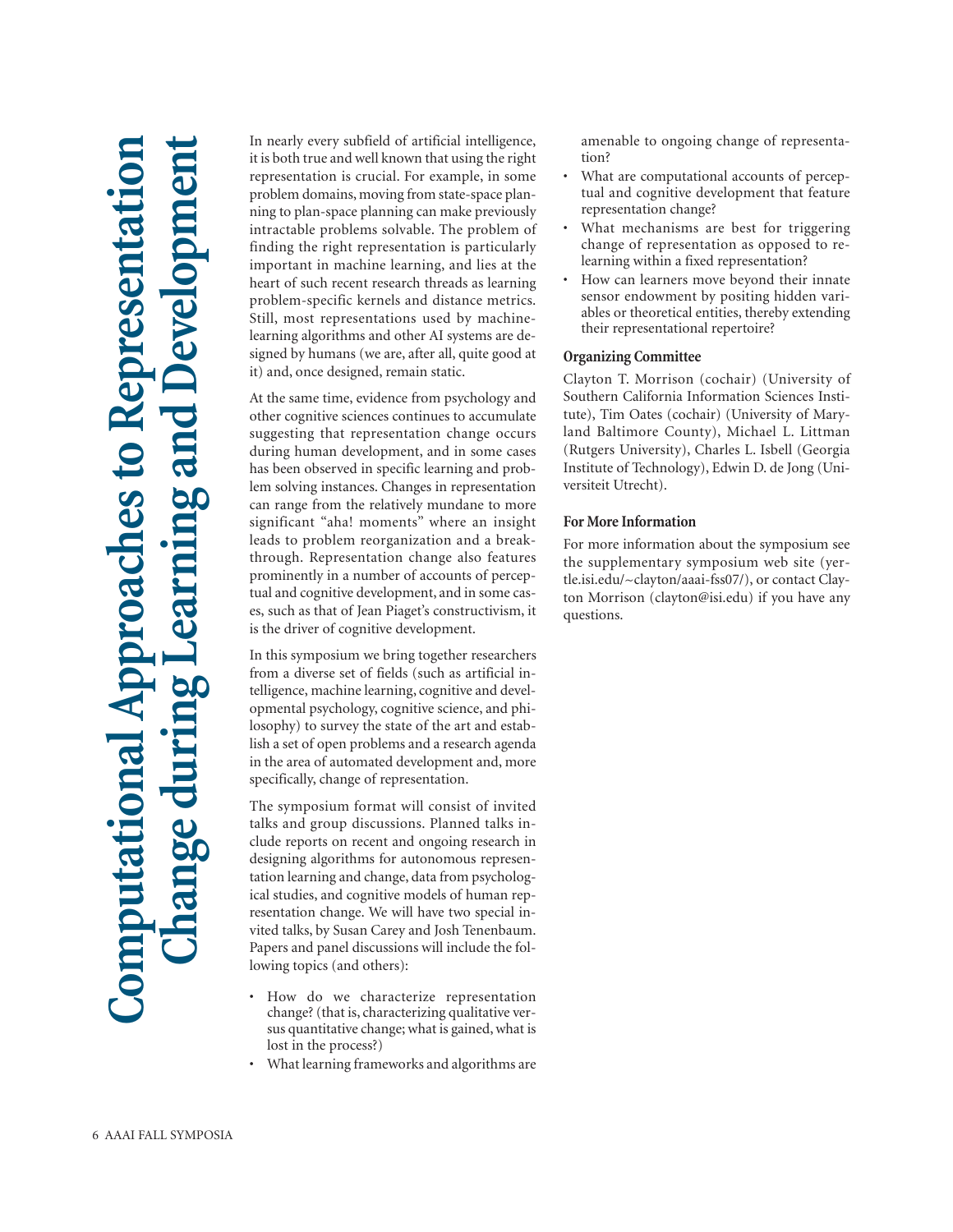# Computational Approaches to Representation Change during Learning and Development

In nearly every subfield of artificial intelligence, it is both true and well known that using the right representation is crucial. For example, in some problem domains, moving from state-space planning to plan-space planning can make previously intractable problems solvable. The problem of finding the right representation is particularly important in machine learning, and lies at the heart of such recent research threads as learning problem-specific kernels and distance metrics. Still, most representations used by machine-learning algorithms and other AI systems are designed by humans (we are, after all, quite good at it) and, once designed, remain static.

At the same time, evidence from psychology and other cognitive sciences continues to accumulate suggesting that representation change occurs during human development, and in some cases has been observed in specific learning and problem solving instances. Changes in representation can range from the relatively mundane to more significant "aha! moments" where an insight leads to problem reorganization and a breakthrough. Representation change also features prominently in a number of accounts of perceptual and cognitive development, and in some cases, such as that of Jean Piaget's constructivism, it is the driver of cognitive development.

In this symposium we bring together researchers from a diverse set of fields (such as artificial intelligence, machine learning, cognitive and developmental psychology, cognitive science, and philosophy) to survey the state of the art and establish a set of open problems and a research agenda in the area of automated development and, more specifically, change of representation.

The symposium format will consist of invited talks and group discussions. Planned talks include reports on recent and ongoing research in designing algorithms for autonomous representation learning and change, data from psychological studies, and cognitive models of human representation change. We will have two special invited talks, by Susan Carey and Josh Tenenbaum. Papers and panel discussions will include the following topics (and others):

- How do we characterize representation change? (that is, characterizing qualitative versus quantitative change; what is gained, what is lost in the process?)
- What learning frameworks and algorithms are amenable to ongoing change of representation?
- What are computational accounts of perceptual and cognitive development that feature representation change?
- What mechanisms are best for triggering change of representation as opposed to relearning within a fixed representation?
- How can learners move beyond their innate sensor endowment by positing hidden variables or theoretical entities, thereby extending their representational repertoire?

## Organizing Committee

Clayton T. Morrison (cochair) (University of Southern California Information Sciences Institute), Tim Oates (cochair) (University of Maryland Baltimore County), Michael L. Littman (Rutgers University), Charles L. Isbell (Georgia Institute of Technology), Edwin D. de Jong (Universiteit Utrecht).

## For More Information

For more information about the symposium see the supplementary symposium web site (yertle.isi.edu/~clayton/aaai-fss07/), or contact Clayton Morrison (clayton@isi.edu) if you have any questions.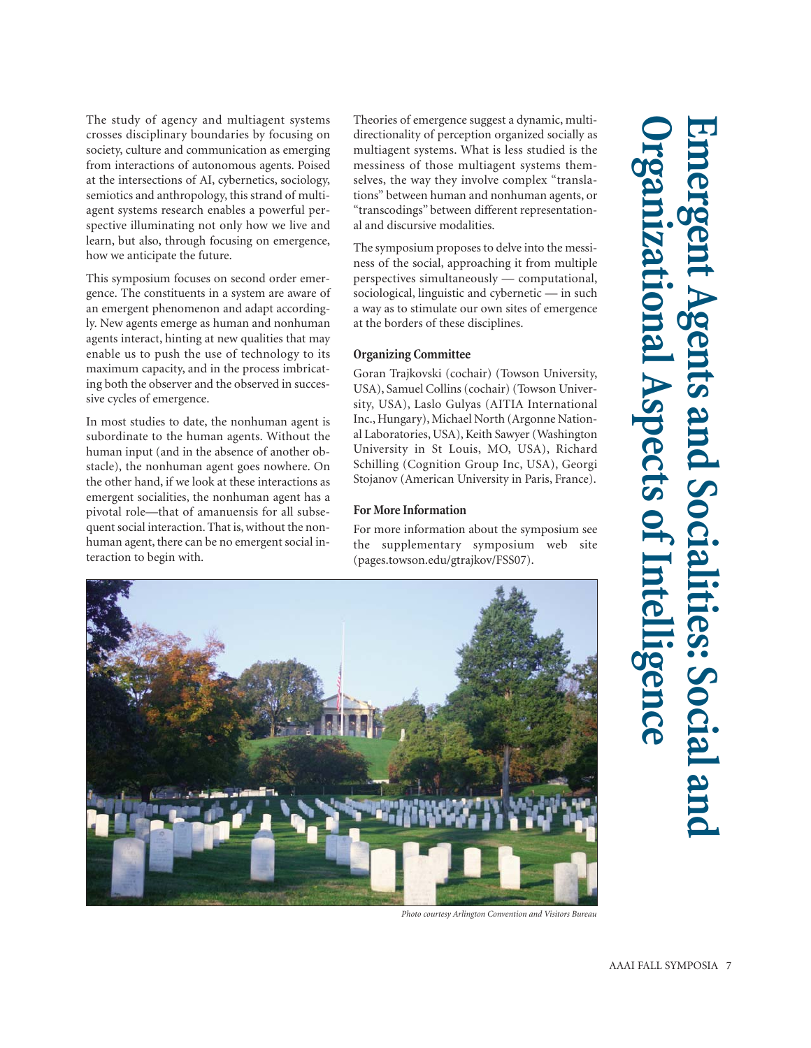# Emergent Agents and Socialities: Social and Organizational Aspects of Intelligence

The study of agency and multiagent systems crosses disciplinary boundaries by focusing on society, culture and communication as emerging from interactions of autonomous agents. Poised at the intersections of AI, cybernetics, sociology, semiotics and anthropology, this strand of multiagent systems research enables a powerful perspective illuminating not only how we live and learn, but also, through focusing on emergence, how we anticipate the future.

This symposium focuses on second order emergence. The constituents in a system are aware of an emergent phenomenon and adapt accordingly. New agents emerge as human and nonhuman agents interact, hinting at new qualities that may enable us to push the use of technology to its maximum capacity, and in the process imbricating both the observer and the observed in successive cycles of emergence.

In most studies to date, the nonhuman agent is subordinate to the human agents. Without the human input (and in the absence of another obstacle), the nonhuman agent goes nowhere. On the other hand, if we look at these interactions as emergent socialities, the nonhuman agent has a pivotal role—that of amanuensis for all subsequent social interaction. That is, without the nonhuman agent, there can be no emergent social interaction to begin with.

Theories of emergence suggest a dynamic, multidirectionality of perception organized socially as multiagent systems. What is less studied is the messiness of those multiagent systems themselves, the way they involve complex "translations" between human and nonhuman agents, or "transcodings" between different representational and discursive modalities.

The symposium proposes to delve into the messiness of the social, approaching it from multiple perspectives simultaneously — computational, sociological, linguistic and cybernetic — in such a way as to stimulate our own sites of emergence at the borders of these disciplines.

### Organizing Committee

Goran Trajkovski (cochair) (Towson University, USA), Samuel Collins (cochair) (Towson University, USA), Laslo Gulyas (AITIA International Inc., Hungary), Michael North (Argonne National Laboratories, USA), Keith Sawyer (Washington University in St Louis, MO, USA), Richard Schilling (Cognition Group Inc, USA), Georgi Stojanov (American University in Paris, France).

### For More Information

For more information about the symposium see the supplementary symposium web site (pages.towson.edu/gtrajkov/FSS07).

*Photo courtesy Arlington Convention and Visitors Bureau*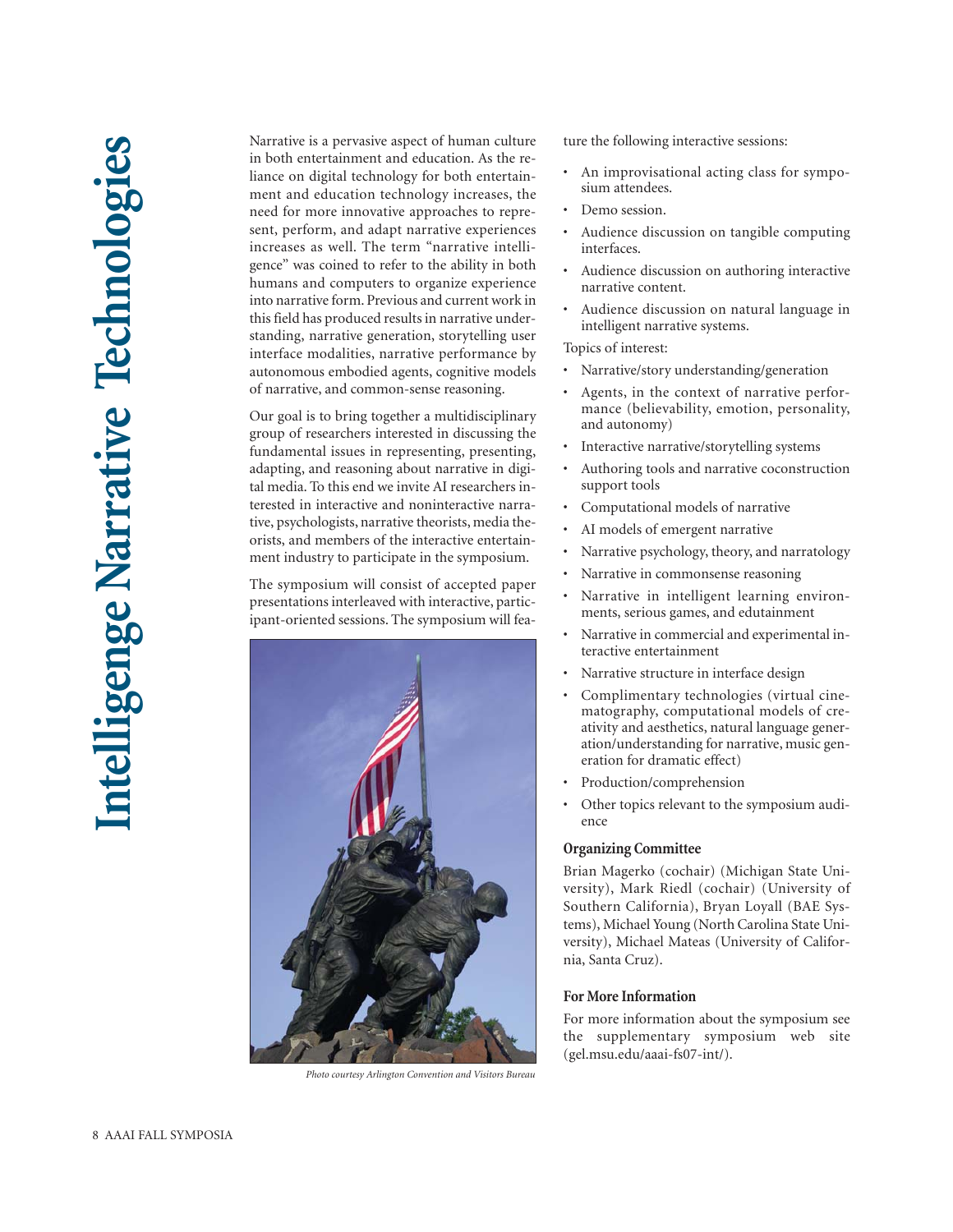# Intelligenge Narrative Technologies

Narrative is a pervasive aspect of human culture in both entertainment and education. As the reliance on digital technology for both entertainment and education technology increases, the need for more innovative approaches to represent, perform, and adapt narrative experiences increases as well. The term "narrative intelligence" was coined to refer to the ability in both humans and computers to organize experience into narrative form. Previous and current work in this field has produced results in narrative understanding, narrative generation, storytelling user interface modalities, narrative performance by autonomous embodied agents, cognitive models of narrative, and common-sense reasoning.

Our goal is to bring together a multidisciplinary group of researchers interested in discussing the fundamental issues in representing, presenting, adapting, and reasoning about narrative in digital media. To this end we invite AI researchers interested in interactive and noninteractive narrative, psychologists, narrative theorists, media theorists, and members of the interactive entertainment industry to participate in the symposium.

The symposium will consist of accepted paper presentations interleaved with interactive, participant-oriented sessions. The symposium will feature the following interactive sessions:

- An improvisational acting class for symposium attendees.
- Demo session.
- Audience discussion on tangible computing interfaces.
- Audience discussion on authoring interactive narrative content.
- Audience discussion on natural language in intelligent narrative systems.

*Photo courtesy Arlington Convention and Visitors Bureau*

Topics of interest:

- Narrative/story understanding/generation
- Agents, in the context of narrative performance (believability, emotion, personality, and autonomy)
- Interactive narrative/storytelling systems
- Authoring tools and narrative coconstruction support tools
- Computational models of narrative
- AI models of emergent narrative
- Narrative psychology, theory, and narratology
- Narrative in commonsense reasoning
- Narrative in intelligent learning environments, serious games, and edutainment
- Narrative in commercial and experimental interactive entertainment
- Narrative structure in interface design
- Complimentary technologies (virtual cinematography, computational models of creativity and aesthetics, natural language generation/understanding for narrative, music generation for dramatic effect)
- Production/comprehension
- Other topics relevant to the symposium audience

## Organizing Committee

Brian Magerko (cochair) (Michigan State University), Mark Riedl (cochair) (University of Southern California), Bryan Loyall (BAE Systems), Michael Young (North Carolina State University), Michael Mateas (University of California, Santa Cruz).

## For More Information

For more information about the symposium see the supplementary symposium web site (gel.msu.edu/aaai-fs07-int/).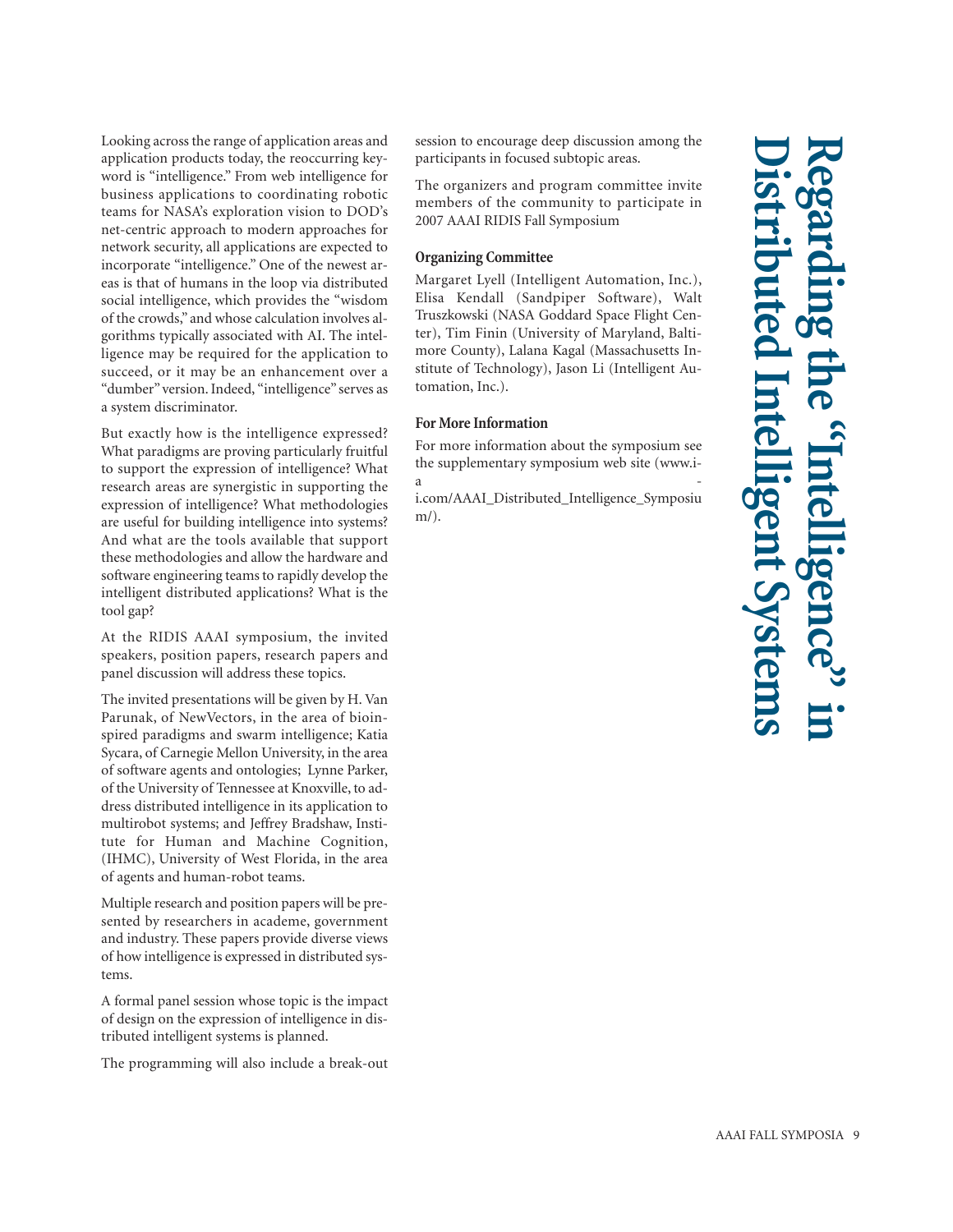# Regarding the "Intelligence" in Distributed Intelligent Systems

Looking across the range of application areas and application products today, the reoccurring keyword is "intelligence." From web intelligence for business applications to coordinating robotic teams for NASA's exploration vision to DOD's net-centric approach to modern approaches for network security, all applications are expected to incorporate "intelligence." One of the newest areas is that of humans in the loop via distributed social intelligence, which provides the "wisdom of the crowds," and whose calculation involves algorithms typically associated with AI. The intelligence may be required for the application to succeed, or it may be an enhancement over a "dumber" version. Indeed, "intelligence" serves as a system discriminator.

But exactly how is the intelligence expressed? What paradigms are proving particularly fruitful to support the expression of intelligence? What research areas are synergistic in supporting the expression of intelligence? What methodologies are useful for building intelligence into systems? And what are the tools available that support these methodologies and allow the hardware and software engineering teams to rapidly develop the intelligent distributed applications? What is the tool gap?

At the RIDIS AAAI symposium, the invited speakers, position papers, research papers and panel discussion will address these topics.

The invited presentations will be given by H. Van Parunak, of NewVectors, in the area of bioinspired paradigms and swarm intelligence; Katia Sycara, of Carnegie Mellon University, in the area of software agents and ontologies; Lynne Parker, of the University of Tennessee at Knoxville, to address distributed intelligence in its application to multirobot systems; and Jeffrey Bradshaw, Institute for Human and Machine Cognition, (IHMC), University of West Florida, in the area of agents and human-robot teams.

Multiple research and position papers will be presented by researchers in academe, government and industry. These papers provide diverse views of how intelligence is expressed in distributed systems.

A formal panel session whose topic is the impact of design on the expression of intelligence in distributed intelligent systems is planned.

The programming will also include a break-out session to encourage deep discussion among the participants in focused subtopic areas.

The organizers and program committee invite members of the community to participate in 2007 AAAI RIDIS Fall Symposium

### Organizing Committee

Margaret Lyell (Intelligent Automation, Inc.), Elisa Kendall (Sandpiper Software), Walt Truszkowski (NASA Goddard Space Flight Center), Tim Finin (University of Maryland, Baltimore County), Lalana Kagal (Massachusetts Institute of Technology), Jason Li (Intelligent Automation, Inc.).

### For More Information

For more information about the symposium see the supplementary symposium web site (www.i-a-i.com/AAAI_Distributed_Intelligence_Symposium/).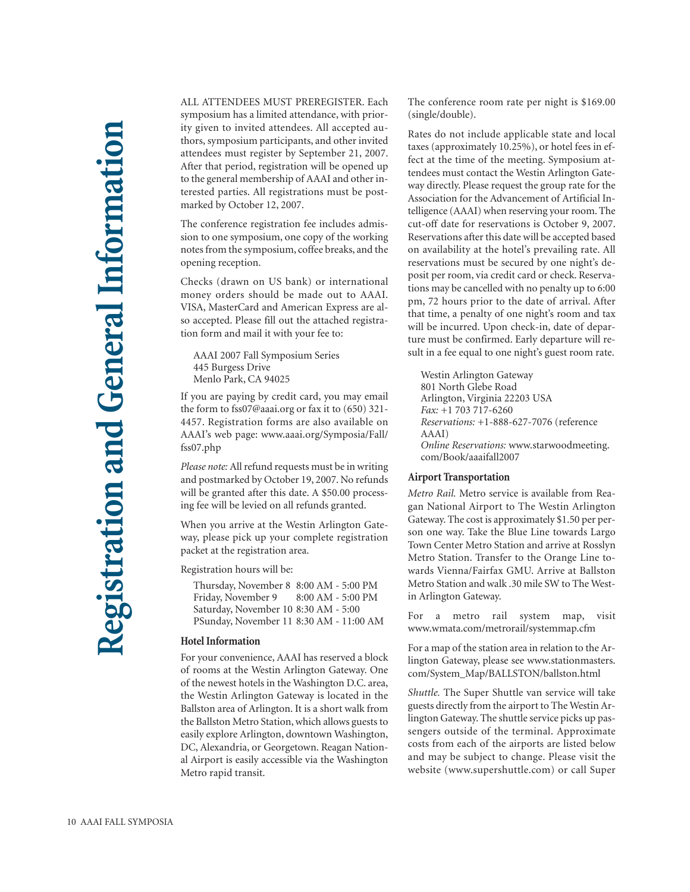# Registration and General Information

ALL ATTENDEES MUST PREREGISTER. Each symposium has a limited attendance, with priority given to invited attendees. All accepted authors, symposium participants, and other invited attendees must register by September 21, 2007. After that period, registration will be opened up to the general membership of AAAI and other interested parties. All registrations must be postmarked by October 12, 2007.

The conference registration fee includes admission to one symposium, one copy of the working notes from the symposium, coffee breaks, and the opening reception.

Checks (drawn on US bank) or international money orders should be made out to AAAI. VISA, MasterCard and American Express are also accepted. Please fill out the attached registration form and mail it with your fee to:

AAAI 2007 Fall Symposium Series
445 Burgess Drive
Menlo Park, CA 94025

If you are paying by credit card, you may email the form to fss07@aaai.org or fax it to (650) 321-4457. Registration forms are also available on AAAI's web page: www.aaai.org/Symposia/Fall/fss07.php

*Please note:* All refund requests must be in writing and postmarked by October 19, 2007. No refunds will be granted after this date. A $50.00 processing fee will be levied on all refunds granted.

When you arrive at the Westin Arlington Gateway, please pick up your complete registration packet at the registration area.

Registration hours will be:

Thursday, November 8 8:00 AM - 5:00 PM
Friday, November 9 8:00 AM - 5:00 PM
Saturday, November 10 8:30 AM - 5:00
PSunday, November 11 8:30 AM - 11:00 AM

### Hotel Information

For your convenience, AAAI has reserved a block of rooms at the Westin Arlington Gateway. One of the newest hotels in the Washington D.C. area, the Westin Arlington Gateway is located in the Ballston area of Arlington. It is a short walk from the Ballston Metro Station, which allows guests to easily explore Arlington, downtown Washington, DC, Alexandria, or Georgetown. Reagan National Airport is easily accessible via the Washington Metro rapid transit.

The conference room rate per night is $169.00 (single/double).

Rates do not include applicable state and local taxes (approximately 10.25%), or hotel fees in effect at the time of the meeting. Symposium attendees must contact the Westin Arlington Gateway directly. Please request the group rate for the Association for the Advancement of Artificial Intelligence (AAAI) when reserving your room. The cut-off date for reservations is October 9, 2007. Reservations after this date will be accepted based on availability at the hotel's prevailing rate. All reservations must be secured by one night's deposit per room, via credit card or check. Reservations may be cancelled with no penalty up to 6:00 pm, 72 hours prior to the date of arrival. After that time, a penalty of one night's room and tax will be incurred. Upon check-in, date of departure must be confirmed. Early departure will result in a fee equal to one night's guest room rate.

Westin Arlington Gateway
801 North Glebe Road
Arlington, Virginia 22203 USA
*Fax:* +1 703 717-6260
*Reservations:* +1-888-627-7076 (reference AAAI)
*Online Reservations:* www.starwoodmeeting.com/Book/aaaifall2007

### Airport Transportation

*Metro Rail.* Metro service is available from Reagan National Airport to The Westin Arlington Gateway. The cost is approximately $1.50 per person one way. Take the Blue Line towards Largo Town Center Metro Station and arrive at Rosslyn Metro Station. Transfer to the Orange Line towards Vienna/Fairfax GMU. Arrive at Ballston Metro Station and walk .30 mile SW to The Westin Arlington Gateway.

For a metro rail system map, visit www.wmata.com/metrorail/systemmap.cfm

For a map of the station area in relation to the Arlington Gateway, please see www.stationmasters.com/System_Map/BALLSTON/ballston.html

*Shuttle.* The Super Shuttle van service will take guests directly from the airport to The Westin Arlington Gateway. The shuttle service picks up passengers outside of the terminal. Approximate costs from each of the airports are listed below and may be subject to change. Please visit the website (www.supershuttle.com) or call Super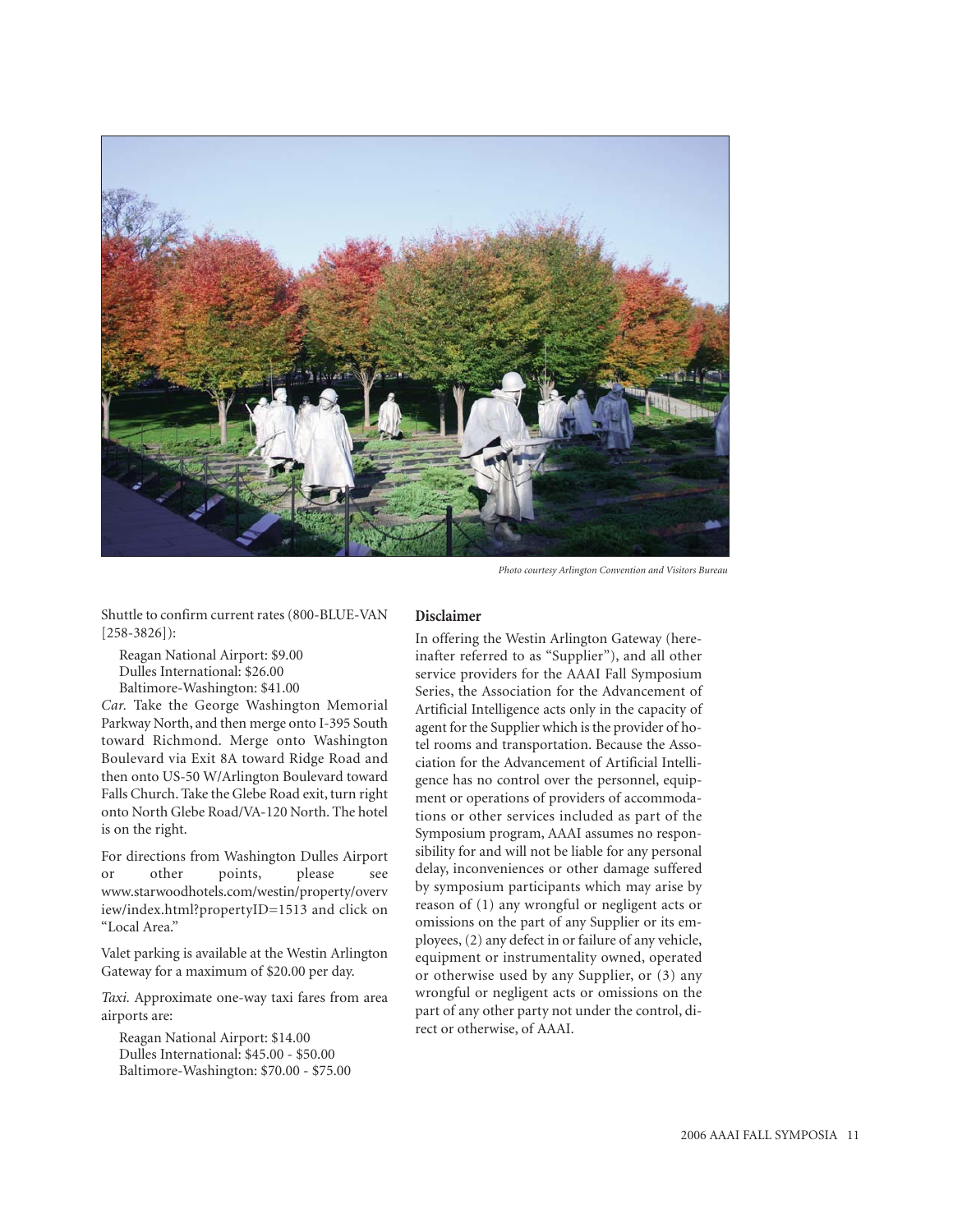*Photo courtesy Arlington Convention and Visitors Bureau*

Shuttle to confirm current rates (800-BLUE-VAN [258-3826]):

Reagan National Airport: $9.00
Dulles International: $26.00
Baltimore-Washington: $41.00

*Car.* Take the George Washington Memorial Parkway North, and then merge onto I-395 South toward Richmond. Merge onto Washington Boulevard via Exit 8A toward Ridge Road and then onto US-50 W/Arlington Boulevard toward Falls Church. Take the Glebe Road exit, turn right onto North Glebe Road/VA-120 North. The hotel is on the right.

For directions from Washington Dulles Airport or other points, please see www.starwoodhotels.com/westin/property/overview/index.html?propertyID=1513 and click on "Local Area."

Valet parking is available at the Westin Arlington Gateway for a maximum of $20.00 per day.

*Taxi.* Approximate one-way taxi fares from area airports are:

Reagan National Airport: $14.00
Dulles International: $45.00 - $50.00
Baltimore-Washington: $70.00 - $75.00

### Disclaimer

In offering the Westin Arlington Gateway (hereinafter referred to as "Supplier"), and all other service providers for the AAAI Fall Symposium Series, the Association for the Advancement of Artificial Intelligence acts only in the capacity of agent for the Supplier which is the provider of hotel rooms and transportation. Because the Association for the Advancement of Artificial Intelligence has no control over the personnel, equipment or operations of providers of accommodations or other services included as part of the Symposium program, AAAI assumes no responsibility for and will not be liable for any personal delay, inconveniences or other damage suffered by symposium participants which may arise by reason of (1) any wrongful or negligent acts or omissions on the part of any Supplier or its employees, (2) any defect in or failure of any vehicle, equipment or instrumentality owned, operated or otherwise used by any Supplier, or (3) any wrongful or negligent acts or omissions on the part of any other party not under the control, direct or otherwise, of AAAI.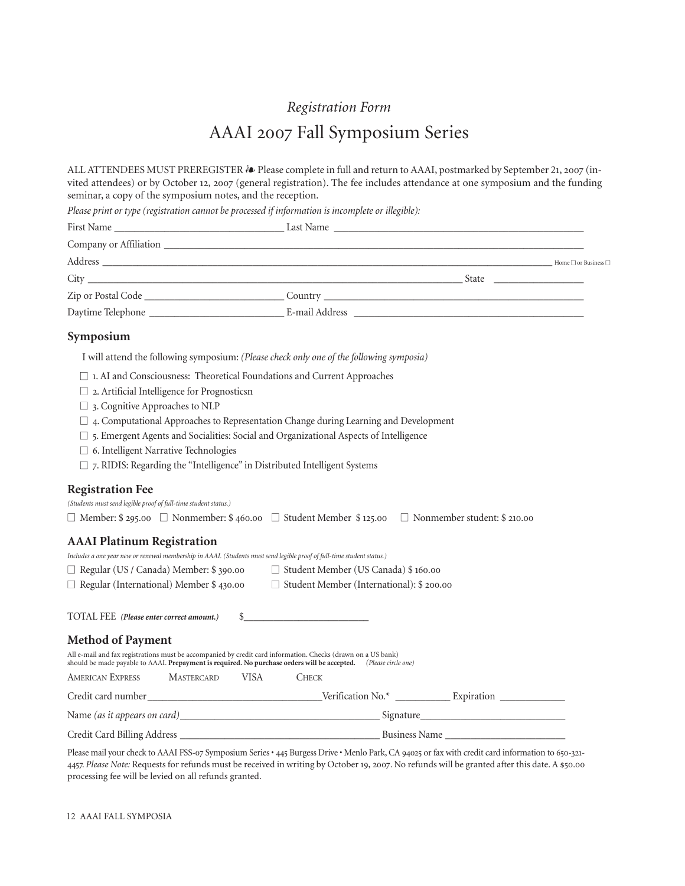*Registration Form*

# AAAI 2007 Fall Symposium Series

ALL ATTENDEES MUST PREREGISTER ❧ Please complete in full and return to AAAI, postmarked by September 21, 2007 (invited attendees) or by October 12, 2007 (general registration). The fee includes attendance at one symposium and the funding seminar, a copy of the symposium notes, and the reception.

*Please print or type (registration cannot be processed if information is incomplete or illegible):*

First Name ______________________ Last Name ______________________

Company or Affiliation ______________________

Address ______________________ Home ☐ or Business ☐

City ______________________ State ______________

Zip or Postal Code ______________________ Country ______________________

Daytime Telephone ______________________ E-mail Address ______________________

## Symposium

I will attend the following symposium: *(Please check only one of the following symposia)*

- ☐ 1. AI and Consciousness: Theoretical Foundations and Current Approaches
- ☐ 2. Artificial Intelligence for Prognosticsn
- ☐ 3. Cognitive Approaches to NLP
- ☐ 4. Computational Approaches to Representation Change during Learning and Development
- ☐ 5. Emergent Agents and Socialities: Social and Organizational Aspects of Intelligence
- ☐ 6. Intelligent Narrative Technologies
- ☐ 7. RIDIS: Regarding the "Intelligence" in Distributed Intelligent Systems

## Registration Fee

*(Students must send legible proof of full-time student status.)*

☐ Member: $ 295.00 ☐ Nonmember: $ 460.00 ☐ Student Member $ 125.00 ☐ Nonmember student: $ 210.00

## AAAI Platinum Registration

*Includes a one year new or renewal membership in AAAI. (Students must send legible proof of full-time student status.)*

☐ Regular (US / Canada) Member: $ 390.00 ☐ Student Member (US Canada) $ 160.00

☐ Regular (International) Member $ 430.00 ☐ Student Member (International): $ 200.00

TOTAL FEE ***(Please enter correct amount.)*** $______________

## Method of Payment

All e-mail and fax registrations must be accompanied by credit card information. Checks (drawn on a US bank) should be made payable to AAAI. **Prepayment is required. No purchase orders will be accepted.** *(Please circle one)*

AMERICAN EXPRESS MASTERCARD VISA CHECK

Credit card number______________________Verification No.* __________ Expiration ____________

Name *(as it appears on card)*______________________ Signature______________________

Credit Card Billing Address ______________________ Business Name ______________________

Please mail your check to AAAI FSS-07 Symposium Series • 445 Burgess Drive • Menlo Park, CA 94025 or fax with credit card information to 650-321-4457. *Please Note:* Requests for refunds must be received in writing by October 19, 2007. No refunds will be granted after this date. A $50.00 processing fee will be levied on all refunds granted.